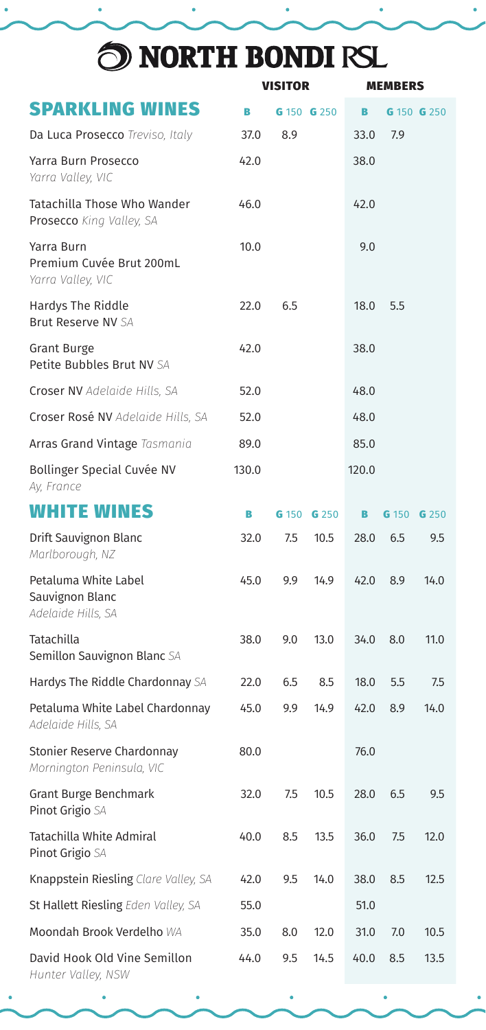# NORTH BONDI RSL

## SPARKLING WINES

| | VISITOR | | | MEMBERS | | |
|---|---|---|---|---|---|---|
| **SPARKLING WINES** | B | G 150 | G 250 | B | G 150 | G 250 |
| Da Luca Prosecco *Treviso, Italy* | 37.0 | 8.9 | | 33.0 | 7.9 | |
| Yarra Burn Prosecco *Yarra Valley, VIC* | 42.0 | | | 38.0 | | |
| Tatachilla Those Who Wander Prosecco *King Valley, SA* | 46.0 | | | 42.0 | | |
| Yarra Burn Premium Cuvée Brut 200mL *Yarra Valley, VIC* | 10.0 | | | 9.0 | | |
| Hardys The Riddle Brut Reserve NV *SA* | 22.0 | 6.5 | | 18.0 | 5.5 | |
| Grant Burge Petite Bubbles Brut NV *SA* | 42.0 | | | 38.0 | | |
| Croser NV *Adelaide Hills, SA* | 52.0 | | | 48.0 | | |
| Croser Rosé NV *Adelaide Hills, SA* | 52.0 | | | 48.0 | | |
| Arras Grand Vintage *Tasmania* | 89.0 | | | 85.0 | | |
| Bollinger Special Cuvée NV *Ay, France* | 130.0 | | | 120.0 | | |

## WHITE WINES

| **WHITE WINES** | B | G 150 | G 250 | B | G 150 | G 250 |
|---|---|---|---|---|---|---|
| Drift Sauvignon Blanc *Marlborough, NZ* | 32.0 | 7.5 | 10.5 | 28.0 | 6.5 | 9.5 |
| Petaluma White Label Sauvignon Blanc *Adelaide Hills, SA* | 45.0 | 9.9 | 14.9 | 42.0 | 8.9 | 14.0 |
| Tatachilla Semillon Sauvignon Blanc *SA* | 38.0 | 9.0 | 13.0 | 34.0 | 8.0 | 11.0 |
| Hardys The Riddle Chardonnay *SA* | 22.0 | 6.5 | 8.5 | 18.0 | 5.5 | 7.5 |
| Petaluma White Label Chardonnay *Adelaide Hills, SA* | 45.0 | 9.9 | 14.9 | 42.0 | 8.9 | 14.0 |
| Stonier Reserve Chardonnay *Mornington Peninsula, VIC* | 80.0 | | | 76.0 | | |
| Grant Burge Benchmark Pinot Grigio *SA* | 32.0 | 7.5 | 10.5 | 28.0 | 6.5 | 9.5 |
| Tatachilla White Admiral Pinot Grigio *SA* | 40.0 | 8.5 | 13.5 | 36.0 | 7.5 | 12.0 |
| Knappstein Riesling *Clare Valley, SA* | 42.0 | 9.5 | 14.0 | 38.0 | 8.5 | 12.5 |
| St Hallett Riesling *Eden Valley, SA* | 55.0 | | | 51.0 | | |
| Moondah Brook Verdelho *WA* | 35.0 | 8.0 | 12.0 | 31.0 | 7.0 | 10.5 |
| David Hook Old Vine Semillon *Hunter Valley, NSW* | 44.0 | 9.5 | 14.5 | 40.0 | 8.5 | 13.5 |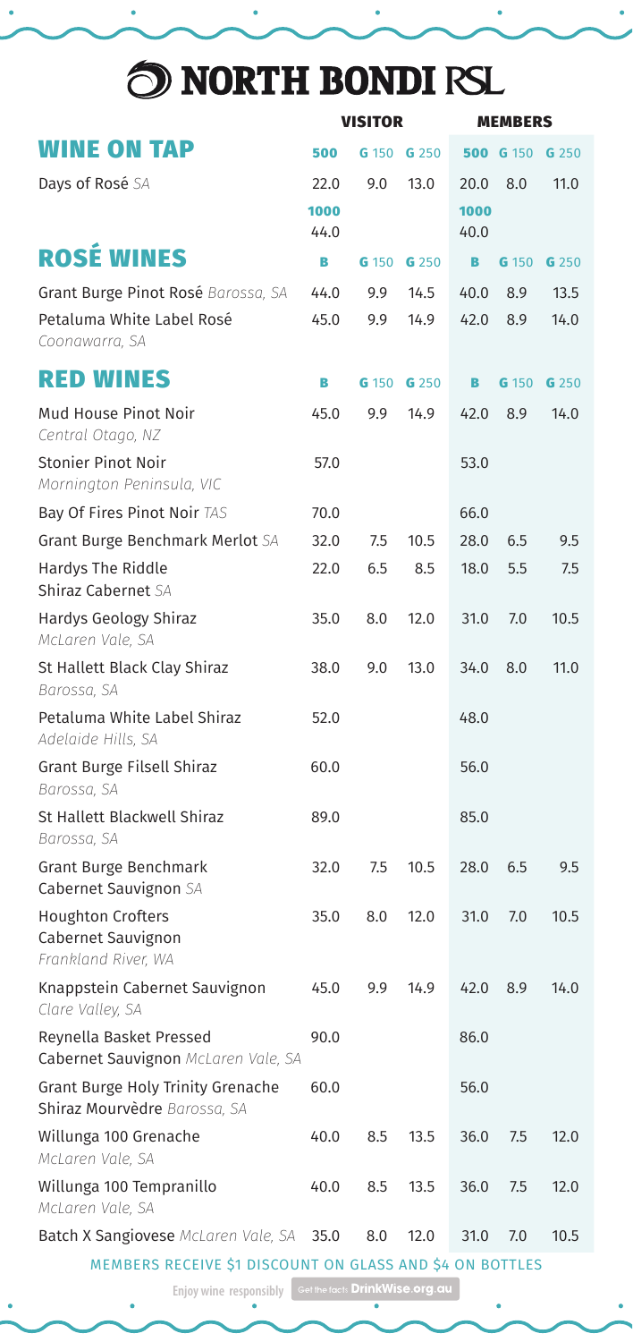# NORTH BONDI RSL

| | VISITOR | | | MEMBERS | | |
|---|---|---|---|---|---|---|
| **WINE ON TAP** | 500 | G 150 | G 250 | 500 | G 150 | G 250 |
| Days of Rosé *SA* | 22.0 | 9.0 | 13.0 | 20.0 | 8.0 | 11.0 |
| | 1000 44.0 | | | 1000 40.0 | | |
| **ROSÉ WINES** | B | G 150 | G 250 | B | G 150 | G 250 |
| Grant Burge Pinot Rosé *Barossa, SA* | 44.0 | 9.9 | 14.5 | 40.0 | 8.9 | 13.5 |
| Petaluma White Label Rosé *Coonawarra, SA* | 45.0 | 9.9 | 14.9 | 42.0 | 8.9 | 14.0 |
| **RED WINES** | B | G 150 | G 250 | B | G 150 | G 250 |
| Mud House Pinot Noir *Central Otago, NZ* | 45.0 | 9.9 | 14.9 | 42.0 | 8.9 | 14.0 |
| Stonier Pinot Noir *Mornington Peninsula, VIC* | 57.0 | | | 53.0 | | |
| Bay Of Fires Pinot Noir *TAS* | 70.0 | | | 66.0 | | |
| Grant Burge Benchmark Merlot *SA* | 32.0 | 7.5 | 10.5 | 28.0 | 6.5 | 9.5 |
| Hardys The Riddle Shiraz Cabernet *SA* | 22.0 | 6.5 | 8.5 | 18.0 | 5.5 | 7.5 |
| Hardys Geology Shiraz *McLaren Vale, SA* | 35.0 | 8.0 | 12.0 | 31.0 | 7.0 | 10.5 |
| St Hallett Black Clay Shiraz *Barossa, SA* | 38.0 | 9.0 | 13.0 | 34.0 | 8.0 | 11.0 |
| Petaluma White Label Shiraz *Adelaide Hills, SA* | 52.0 | | | 48.0 | | |
| Grant Burge Filsell Shiraz *Barossa, SA* | 60.0 | | | 56.0 | | |
| St Hallett Blackwell Shiraz *Barossa, SA* | 89.0 | | | 85.0 | | |
| Grant Burge Benchmark Cabernet Sauvignon *SA* | 32.0 | 7.5 | 10.5 | 28.0 | 6.5 | 9.5 |
| Houghton Crofters Cabernet Sauvignon *Frankland River, WA* | 35.0 | 8.0 | 12.0 | 31.0 | 7.0 | 10.5 |
| Knappstein Cabernet Sauvignon *Clare Valley, SA* | 45.0 | 9.9 | 14.9 | 42.0 | 8.9 | 14.0 |
| Reynella Basket Pressed Cabernet Sauvignon *McLaren Vale, SA* | 90.0 | | | 86.0 | | |
| Grant Burge Holy Trinity Grenache Shiraz Mourvèdre *Barossa, SA* | 60.0 | | | 56.0 | | |
| Willunga 100 Grenache *McLaren Vale, SA* | 40.0 | 8.5 | 13.5 | 36.0 | 7.5 | 12.0 |
| Willunga 100 Tempranillo *McLaren Vale, SA* | 40.0 | 8.5 | 13.5 | 36.0 | 7.5 | 12.0 |
| Batch X Sangiovese *McLaren Vale, SA* | 35.0 | 8.0 | 12.0 | 31.0 | 7.0 | 10.5 |

MEMBERS RECEIVE $1 DISCOUNT ON GLASS AND $4 ON BOTTLES

Enjoy wine responsibly | Get the facts DrinkWise.org.au